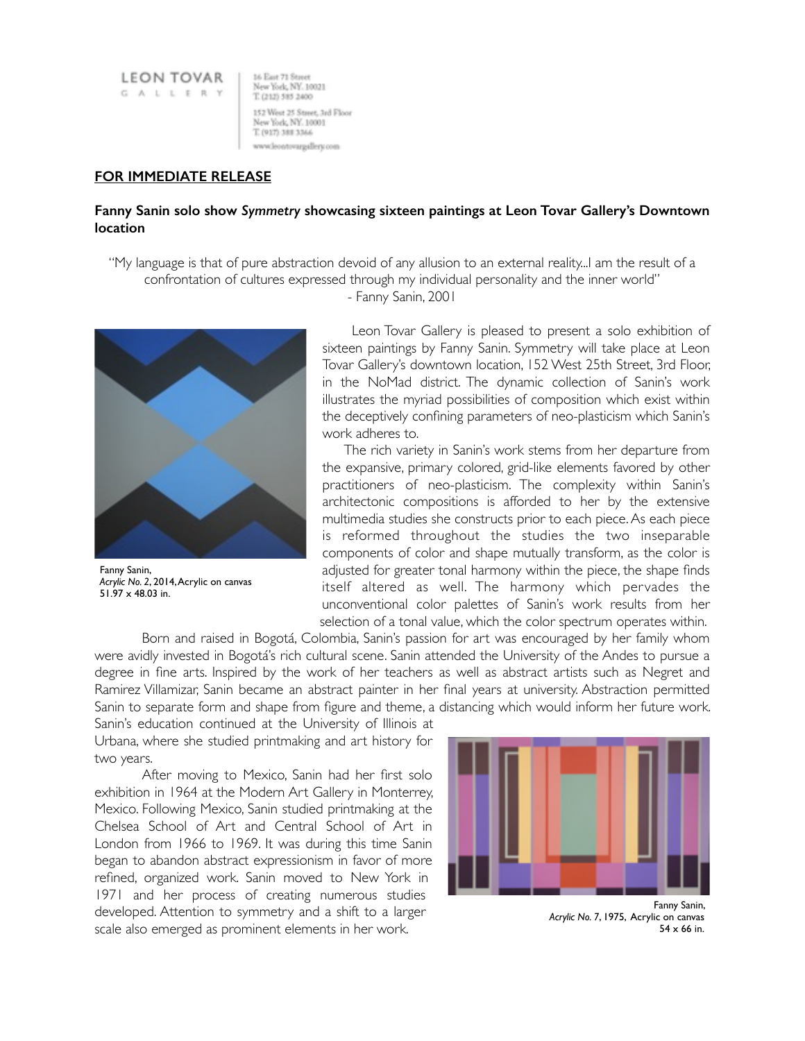LEON TOVAR GALLERY

16 East 71 Street
New York, NY. 10021
T. (212) 585 2400

152 West 25 Street, 3rd Floor
New York, NY. 10001
T. (917) 388 3366

www.leontovargallery.com

**FOR IMMEDIATE RELEASE**

**Fanny Sanin solo show *Symmetry* showcasing sixteen paintings at Leon Tovar Gallery's Downtown location**

"My language is that of pure abstraction devoid of any allusion to an external reality...I am the result of a confrontation of cultures expressed through my individual personality and the inner world"
- Fanny Sanin, 2001

Fanny Sanin,
*Acrylic No. 2*, 2014, Acrylic on canvas
51.97 x 48.03 in.

Leon Tovar Gallery is pleased to present a solo exhibition of sixteen paintings by Fanny Sanin. Symmetry will take place at Leon Tovar Gallery's downtown location, 152 West 25th Street, 3rd Floor, in the NoMad district. The dynamic collection of Sanin's work illustrates the myriad possibilities of composition which exist within the deceptively confining parameters of neo-plasticism which Sanin's work adheres to.

The rich variety in Sanin's work stems from her departure from the expansive, primary colored, grid-like elements favored by other practitioners of neo-plasticism. The complexity within Sanin's architectonic compositions is afforded to her by the extensive multimedia studies she constructs prior to each piece. As each piece is reformed throughout the studies the two inseparable components of color and shape mutually transform, as the color is adjusted for greater tonal harmony within the piece, the shape finds itself altered as well. The harmony which pervades the unconventional color palettes of Sanin's work results from her selection of a tonal value, which the color spectrum operates within.

Born and raised in Bogotá, Colombia, Sanin's passion for art was encouraged by her family whom were avidly invested in Bogotá's rich cultural scene. Sanin attended the University of the Andes to pursue a degree in fine arts. Inspired by the work of her teachers as well as abstract artists such as Negret and Ramirez Villamizar, Sanin became an abstract painter in her final years at university. Abstraction permitted Sanin to separate form and shape from figure and theme, a distancing which would inform her future work. Sanin's education continued at the University of Illinois at Urbana, where she studied printmaking and art history for two years.

After moving to Mexico, Sanin had her first solo exhibition in 1964 at the Modern Art Gallery in Monterrey, Mexico. Following Mexico, Sanin studied printmaking at the Chelsea School of Art and Central School of Art in London from 1966 to 1969. It was during this time Sanin began to abandon abstract expressionism in favor of more refined, organized work. Sanin moved to New York in 1971 and her process of creating numerous studies developed. Attention to symmetry and a shift to a larger scale also emerged as prominent elements in her work.

Fanny Sanin,
*Acrylic No. 7*, 1975, Acrylic on canvas
54 x 66 in.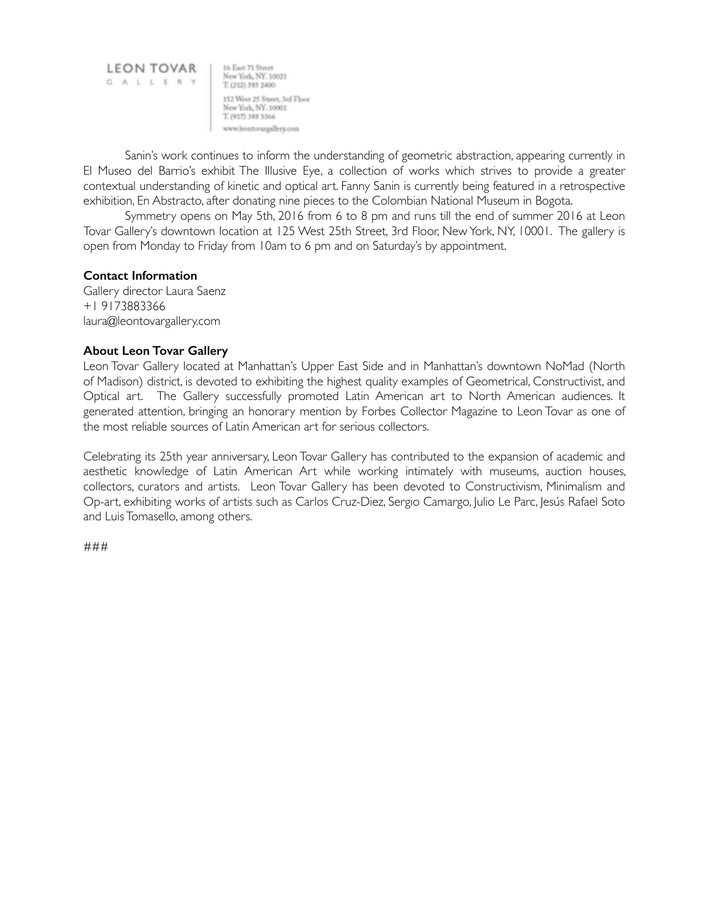Sanin's work continues to inform the understanding of geometric abstraction, appearing currently in El Museo del Barrio's exhibit The Illusive Eye, a collection of works which strives to provide a greater contextual understanding of kinetic and optical art. Fanny Sanin is currently being featured in a retrospective exhibition, En Abstracto, after donating nine pieces to the Colombian National Museum in Bogota.

Symmetry opens on May 5th, 2016 from 6 to 8 pm and runs till the end of summer 2016 at Leon Tovar Gallery's downtown location at 125 West 25th Street, 3rd Floor, New York, NY, 10001. The gallery is open from Monday to Friday from 10am to 6 pm and on Saturday's by appointment.

**Contact Information**
Gallery director Laura Saenz
+1 9173883366
laura@leontovargallery.com

**About Leon Tovar Gallery**
Leon Tovar Gallery located at Manhattan's Upper East Side and in Manhattan's downtown NoMad (North of Madison) district, is devoted to exhibiting the highest quality examples of Geometrical, Constructivist, and Optical art. The Gallery successfully promoted Latin American art to North American audiences. It generated attention, bringing an honorary mention by Forbes Collector Magazine to Leon Tovar as one of the most reliable sources of Latin American art for serious collectors.

Celebrating its 25th year anniversary, Leon Tovar Gallery has contributed to the expansion of academic and aesthetic knowledge of Latin American Art while working intimately with museums, auction houses, collectors, curators and artists. Leon Tovar Gallery has been devoted to Constructivism, Minimalism and Op-art, exhibiting works of artists such as Carlos Cruz-Diez, Sergio Camargo, Julio Le Parc, Jesús Rafael Soto and Luis Tomasello, among others.

###